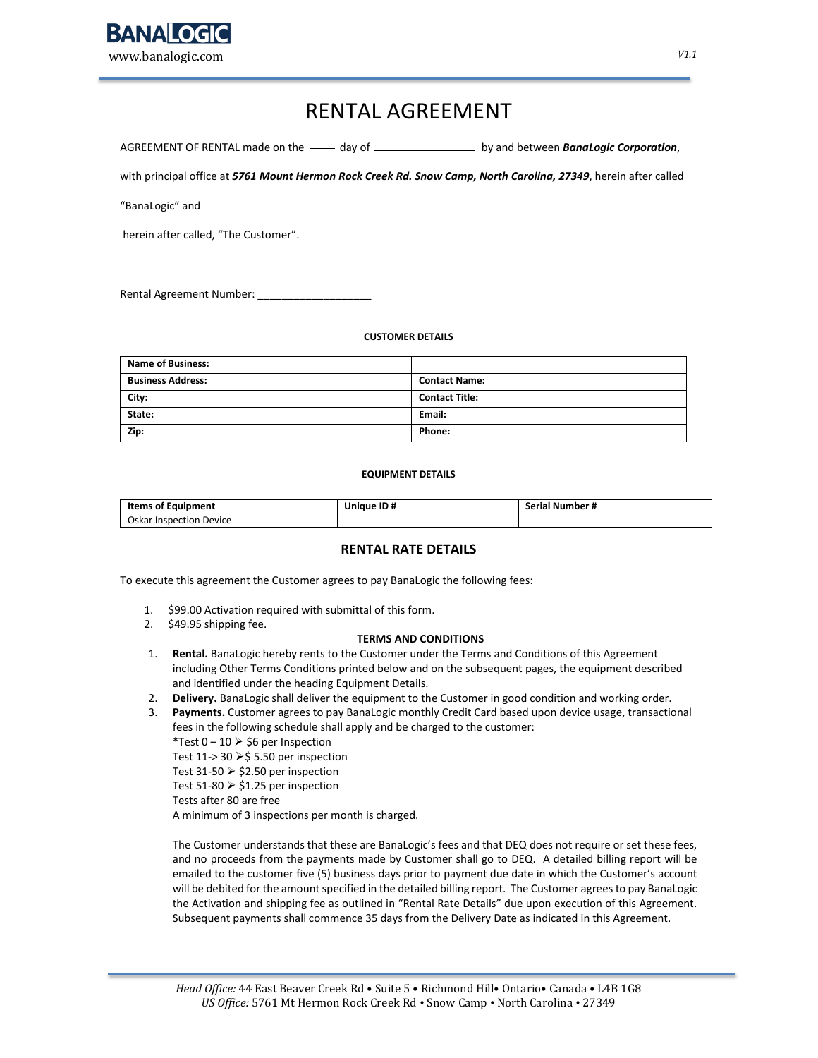# RENTAL AGREEMENT

AGREEMENT OF RENTAL made on the \_\_\_\_ day of \_\_\_\_\_\_\_\_\_\_\_\_\_\_\_\_\_\_ by and between ***BanaLogic Corporation***,

with principal office at ***5761 Mount Hermon Rock Creek Rd. Snow Camp, North Carolina, 27349***, herein after called

"BanaLogic" and \_\_\_\_\_\_\_\_\_\_\_\_\_\_\_\_\_\_\_\_\_\_\_\_\_\_\_\_\_\_\_\_\_\_\_\_\_\_\_\_\_\_\_\_\_\_\_\_\_\_\_\_

herein after called, "The Customer".

Rental Agreement Number: \_\_\_\_\_\_\_\_\_\_\_\_\_\_\_\_\_\_\_\_

**CUSTOMER DETAILS**

| **Name of Business:** | |
|---|---|
| **Business Address:** | **Contact Name:** |
| **City:** | **Contact Title:** |
| **State:** | **Email:** |
| **Zip:** | **Phone:** |

**EQUIPMENT DETAILS**

| **Items of Equipment** | **Unique ID #** | **Serial Number #** |
|---|---|---|
| Oskar Inspection Device | | |

## RENTAL RATE DETAILS

To execute this agreement the Customer agrees to pay BanaLogic the following fees:

1. $99.00 Activation required with submittal of this form.
2. $49.95 shipping fee.

**TERMS AND CONDITIONS**

1. **Rental.** BanaLogic hereby rents to the Customer under the Terms and Conditions of this Agreement including Other Terms Conditions printed below and on the subsequent pages, the equipment described and identified under the heading Equipment Details.
2. **Delivery.** BanaLogic shall deliver the equipment to the Customer in good condition and working order.
3. **Payments.** Customer agrees to pay BanaLogic monthly Credit Card based upon device usage, transactional fees in the following schedule shall apply and be charged to the customer:
   *Test 0 – 10 ➢ $6 per Inspection
   Test 11-> 30 ➢$ 5.50 per inspection
   Test 31-50 ➢ $2.50 per inspection
   Test 51-80 ➢ $1.25 per inspection
   Tests after 80 are free
   A minimum of 3 inspections per month is charged.

   The Customer understands that these are BanaLogic's fees and that DEQ does not require or set these fees, and no proceeds from the payments made by Customer shall go to DEQ. A detailed billing report will be emailed to the customer five (5) business days prior to payment due date in which the Customer's account will be debited for the amount specified in the detailed billing report. The Customer agrees to pay BanaLogic the Activation and shipping fee as outlined in "Rental Rate Details" due upon execution of this Agreement. Subsequent payments shall commence 35 days from the Delivery Date as indicated in this Agreement.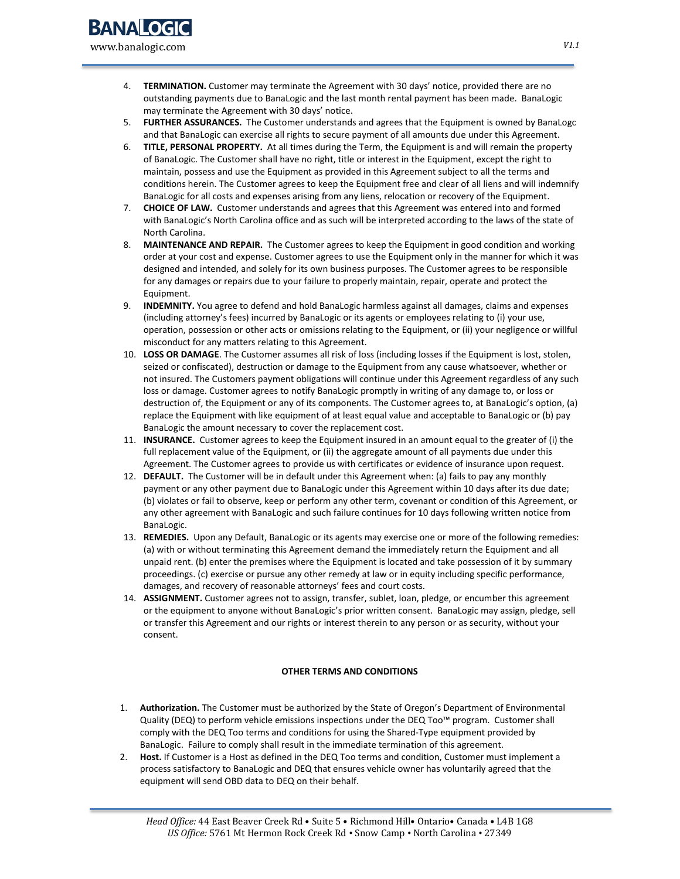4. **TERMINATION.** Customer may terminate the Agreement with 30 days' notice, provided there are no outstanding payments due to BanaLogic and the last month rental payment has been made. BanaLogic may terminate the Agreement with 30 days' notice.
5. **FURTHER ASSURANCES.** The Customer understands and agrees that the Equipment is owned by BanaLogc and that BanaLogic can exercise all rights to secure payment of all amounts due under this Agreement.
6. **TITLE, PERSONAL PROPERTY.** At all times during the Term, the Equipment is and will remain the property of BanaLogic. The Customer shall have no right, title or interest in the Equipment, except the right to maintain, possess and use the Equipment as provided in this Agreement subject to all the terms and conditions herein. The Customer agrees to keep the Equipment free and clear of all liens and will indemnify BanaLogic for all costs and expenses arising from any liens, relocation or recovery of the Equipment.
7. **CHOICE OF LAW.** Customer understands and agrees that this Agreement was entered into and formed with BanaLogic's North Carolina office and as such will be interpreted according to the laws of the state of North Carolina.
8. **MAINTENANCE AND REPAIR.** The Customer agrees to keep the Equipment in good condition and working order at your cost and expense. Customer agrees to use the Equipment only in the manner for which it was designed and intended, and solely for its own business purposes. The Customer agrees to be responsible for any damages or repairs due to your failure to properly maintain, repair, operate and protect the Equipment.
9. **INDEMNITY.** You agree to defend and hold BanaLogic harmless against all damages, claims and expenses (including attorney's fees) incurred by BanaLogic or its agents or employees relating to (i) your use, operation, possession or other acts or omissions relating to the Equipment, or (ii) your negligence or willful misconduct for any matters relating to this Agreement.
10. **LOSS OR DAMAGE**. The Customer assumes all risk of loss (including losses if the Equipment is lost, stolen, seized or confiscated), destruction or damage to the Equipment from any cause whatsoever, whether or not insured. The Customers payment obligations will continue under this Agreement regardless of any such loss or damage. Customer agrees to notify BanaLogic promptly in writing of any damage to, or loss or destruction of, the Equipment or any of its components. The Customer agrees to, at BanaLogic's option, (a) replace the Equipment with like equipment of at least equal value and acceptable to BanaLogic or (b) pay BanaLogic the amount necessary to cover the replacement cost.
11. **INSURANCE.** Customer agrees to keep the Equipment insured in an amount equal to the greater of (i) the full replacement value of the Equipment, or (ii) the aggregate amount of all payments due under this Agreement. The Customer agrees to provide us with certificates or evidence of insurance upon request.
12. **DEFAULT.** The Customer will be in default under this Agreement when: (a) fails to pay any monthly payment or any other payment due to BanaLogic under this Agreement within 10 days after its due date; (b) violates or fail to observe, keep or perform any other term, covenant or condition of this Agreement, or any other agreement with BanaLogic and such failure continues for 10 days following written notice from BanaLogic.
13. **REMEDIES.** Upon any Default, BanaLogic or its agents may exercise one or more of the following remedies: (a) with or without terminating this Agreement demand the immediately return the Equipment and all unpaid rent. (b) enter the premises where the Equipment is located and take possession of it by summary proceedings. (c) exercise or pursue any other remedy at law or in equity including specific performance, damages, and recovery of reasonable attorneys' fees and court costs.
14. **ASSIGNMENT.** Customer agrees not to assign, transfer, sublet, loan, pledge, or encumber this agreement or the equipment to anyone without BanaLogic's prior written consent. BanaLogic may assign, pledge, sell or transfer this Agreement and our rights or interest therein to any person or as security, without your consent.

**OTHER TERMS AND CONDITIONS**

1. **Authorization.** The Customer must be authorized by the State of Oregon's Department of Environmental Quality (DEQ) to perform vehicle emissions inspections under the DEQ Too™ program. Customer shall comply with the DEQ Too terms and conditions for using the Shared-Type equipment provided by BanaLogic. Failure to comply shall result in the immediate termination of this agreement.
2. **Host.** If Customer is a Host as defined in the DEQ Too terms and condition, Customer must implement a process satisfactory to BanaLogic and DEQ that ensures vehicle owner has voluntarily agreed that the equipment will send OBD data to DEQ on their behalf.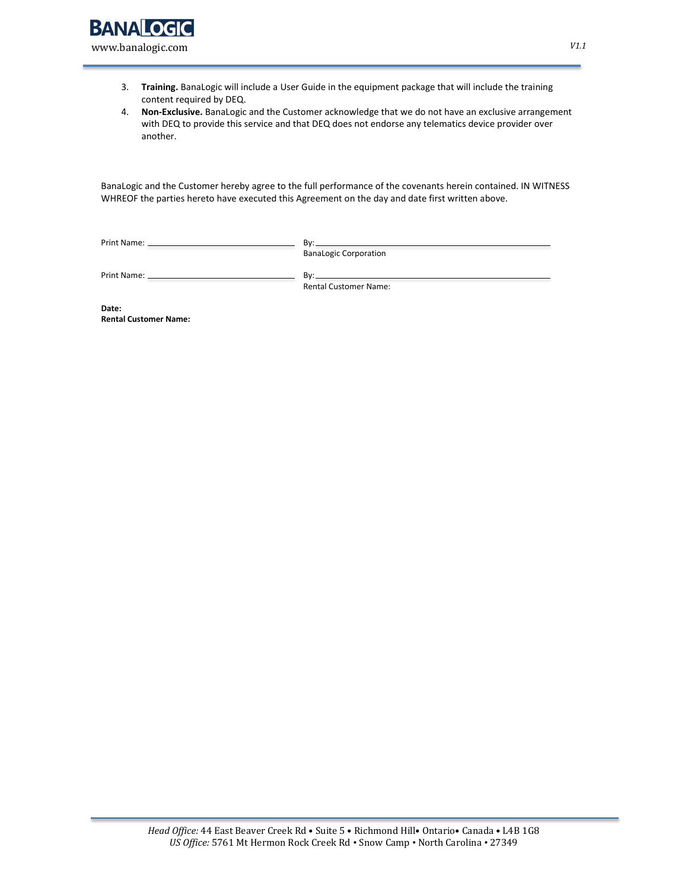3. **Training.** BanaLogic will include a User Guide in the equipment package that will include the training content required by DEQ.
4. **Non-Exclusive.** BanaLogic and the Customer acknowledge that we do not have an exclusive arrangement with DEQ to provide this service and that DEQ does not endorse any telematics device provider over another.

BanaLogic and the Customer hereby agree to the full performance of the covenants herein contained. IN WITNESS WHEREOF the parties hereto have executed this Agreement on the day and date first written above.

Print Name: ______________________________ By: ______________________________
BanaLogic Corporation

Print Name: ______________________________ By: ______________________________
Rental Customer Name:

**Date:**
**Rental Customer Name:**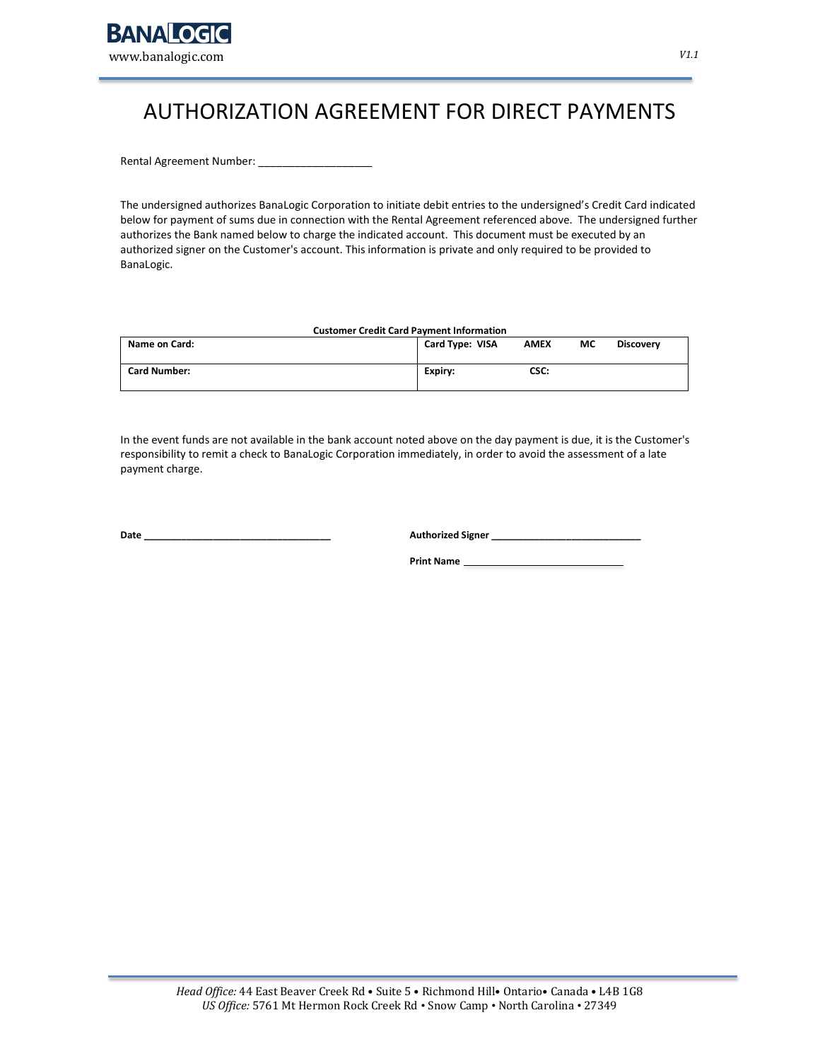# AUTHORIZATION AGREEMENT FOR DIRECT PAYMENTS

Rental Agreement Number: ___________________

The undersigned authorizes BanaLogic Corporation to initiate debit entries to the undersigned's Credit Card indicated below for payment of sums due in connection with the Rental Agreement referenced above. The undersigned further authorizes the Bank named below to charge the indicated account. This document must be executed by an authorized signer on the Customer's account. This information is private and only required to be provided to BanaLogic.

**Customer Credit Card Payment Information**

| | |
|---|---|
| **Name on Card:** | **Card Type: VISA AMEX MC Discovery** |
| **Card Number:** | **Expiry: CSC:** |

In the event funds are not available in the bank account noted above on the day payment is due, it is the Customer's responsibility to remit a check to BanaLogic Corporation immediately, in order to avoid the assessment of a late payment charge.

**Date** ___________________________________ **Authorized Signer** ____________________________

**Print Name** ______________________________

*Head Office:* 44 East Beaver Creek Rd • Suite 5 • Richmond Hill• Ontario• Canada • L4B 1G8
*US Office:* 5761 Mt Hermon Rock Creek Rd • Snow Camp • North Carolina • 27349